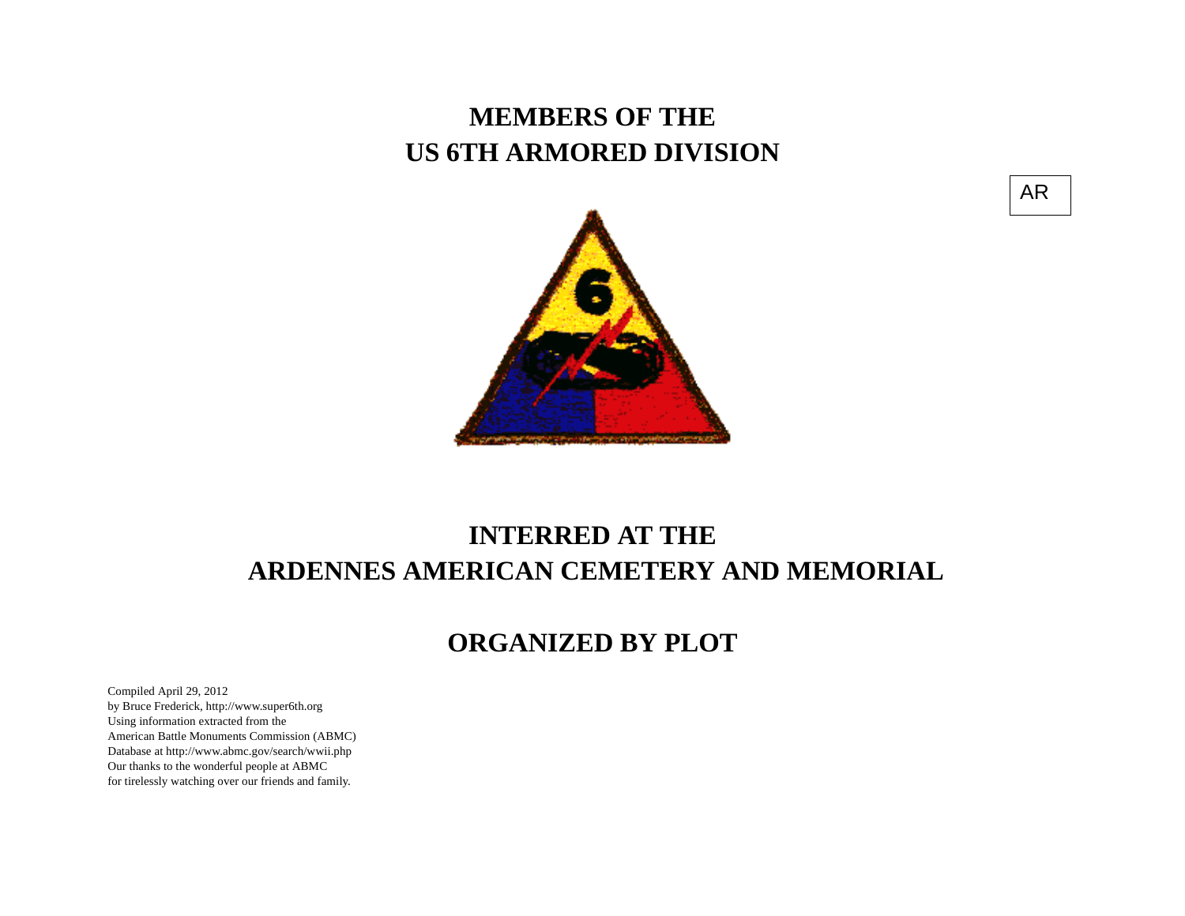# MEMBERS OF THE
# US 6TH ARMORED DIVISION

AR

# INTERRED AT THE
# ARDENNES AMERICAN CEMETERY AND MEMORIAL

## ORGANIZED BY PLOT

Compiled April 29, 2012
by Bruce Frederick, http://www.super6th.org
Using information extracted from the
American Battle Monuments Commission (ABMC)
Database at http://www.abmc.gov/search/wwii.php
Our thanks to the wonderful people at ABMC
for tirelessly watching over our friends and family.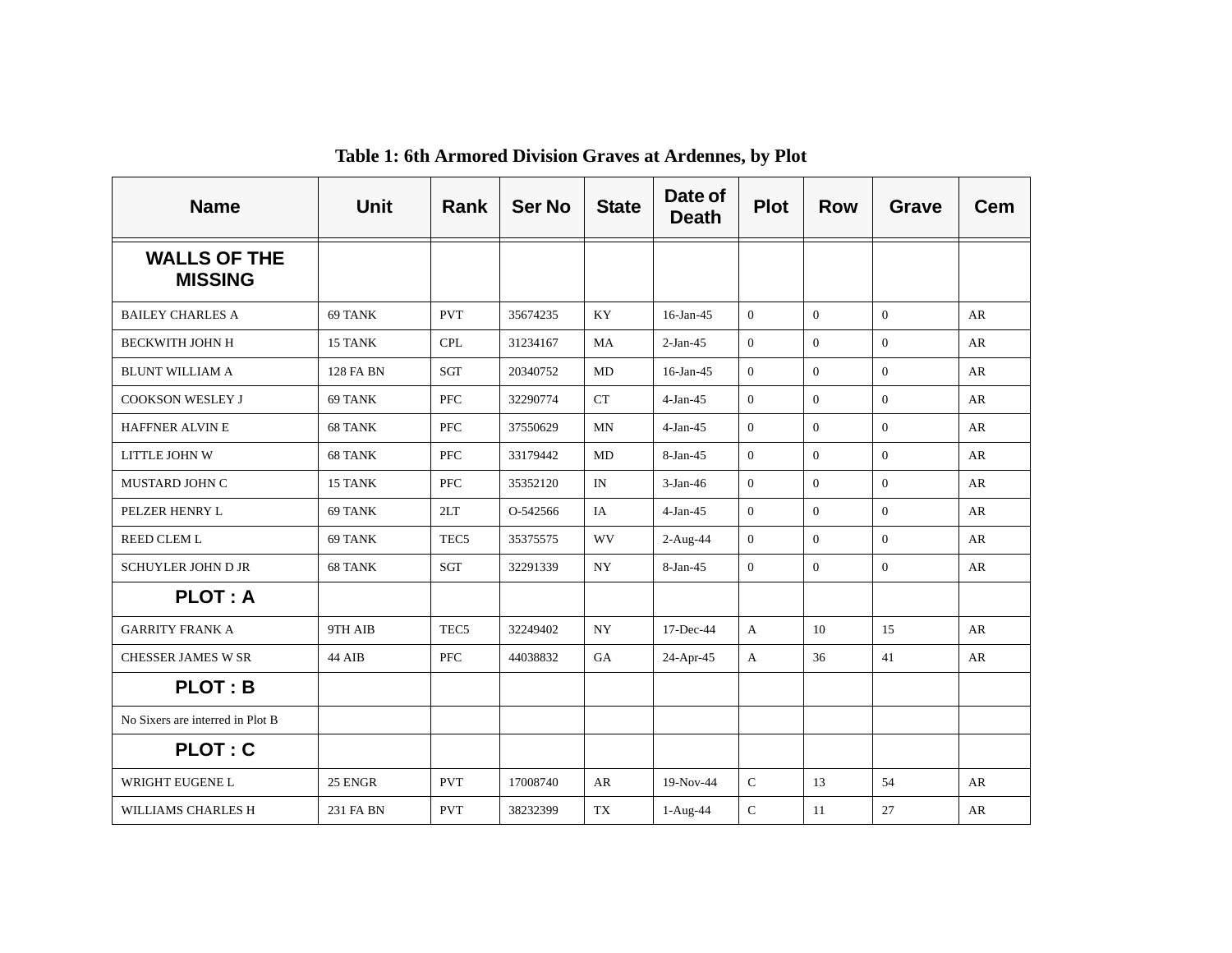**Table 1: 6th Armored Division Graves at Ardennes, by Plot**

| Name | Unit | Rank | Ser No | State | Date of Death | Plot | Row | Grave | Cem |
|---|---|---|---|---|---|---|---|---|---|
| **WALLS OF THE MISSING** | | | | | | | | | |
| BAILEY CHARLES A | 69 TANK | PVT | 35674235 | KY | 16-Jan-45 | 0 | 0 | 0 | AR |
| BECKWITH JOHN H | 15 TANK | CPL | 31234167 | MA | 2-Jan-45 | 0 | 0 | 0 | AR |
| BLUNT WILLIAM A | 128 FA BN | SGT | 20340752 | MD | 16-Jan-45 | 0 | 0 | 0 | AR |
| COOKSON WESLEY J | 69 TANK | PFC | 32290774 | CT | 4-Jan-45 | 0 | 0 | 0 | AR |
| HAFFNER ALVIN E | 68 TANK | PFC | 37550629 | MN | 4-Jan-45 | 0 | 0 | 0 | AR |
| LITTLE JOHN W | 68 TANK | PFC | 33179442 | MD | 8-Jan-45 | 0 | 0 | 0 | AR |
| MUSTARD JOHN C | 15 TANK | PFC | 35352120 | IN | 3-Jan-46 | 0 | 0 | 0 | AR |
| PELZER HENRY L | 69 TANK | 2LT | O-542566 | IA | 4-Jan-45 | 0 | 0 | 0 | AR |
| REED CLEM L | 69 TANK | TEC5 | 35375575 | WV | 2-Aug-44 | 0 | 0 | 0 | AR |
| SCHUYLER JOHN D JR | 68 TANK | SGT | 32291339 | NY | 8-Jan-45 | 0 | 0 | 0 | AR |
| **PLOT : A** | | | | | | | | | |
| GARRITY FRANK A | 9TH AIB | TEC5 | 32249402 | NY | 17-Dec-44 | A | 10 | 15 | AR |
| CHESSER JAMES W SR | 44 AIB | PFC | 44038832 | GA | 24-Apr-45 | A | 36 | 41 | AR |
| **PLOT : B** | | | | | | | | | |
| No Sixers are interred in Plot B | | | | | | | | | |
| **PLOT : C** | | | | | | | | | |
| WRIGHT EUGENE L | 25 ENGR | PVT | 17008740 | AR | 19-Nov-44 | C | 13 | 54 | AR |
| WILLIAMS CHARLES H | 231 FA BN | PVT | 38232399 | TX | 1-Aug-44 | C | 11 | 27 | AR |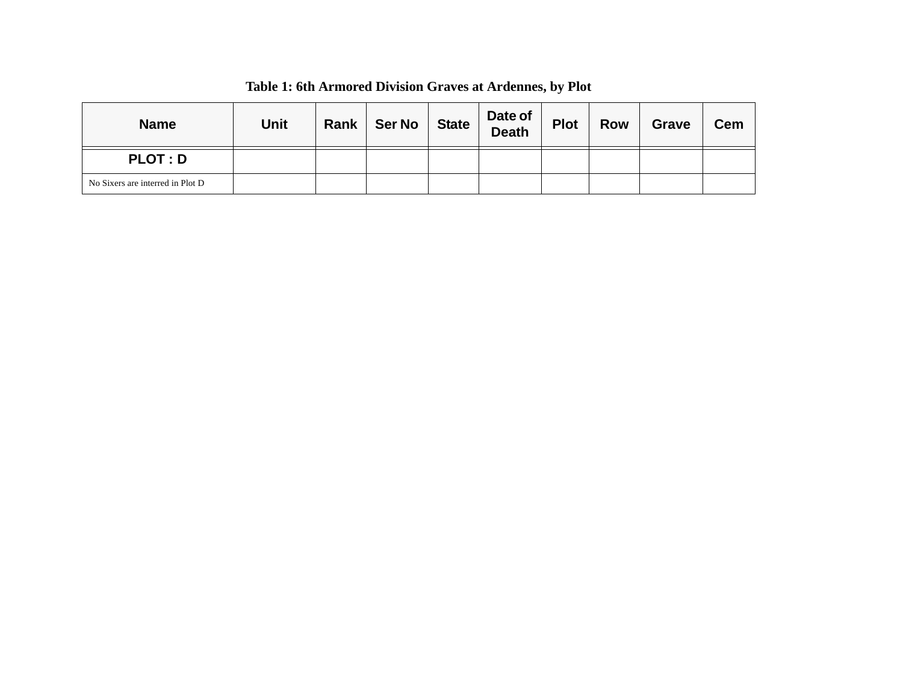Table 1: 6th Armored Division Graves at Ardennes, by Plot

| Name | Unit | Rank | Ser No | State | Date of Death | Plot | Row | Grave | Cem |
|---|---|---|---|---|---|---|---|---|---|
| **PLOT : D** | | | | | | | | | |
| No Sixers are interred in Plot D | | | | | | | | | |